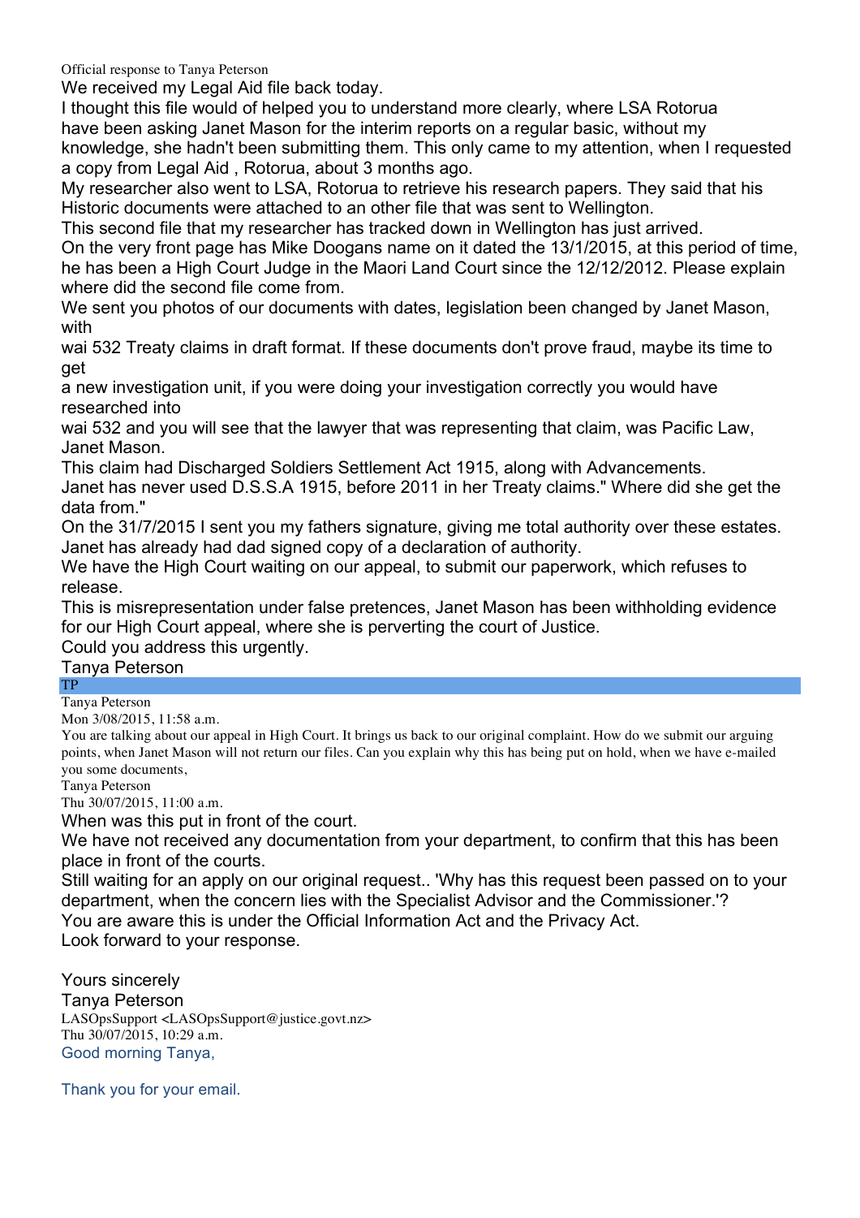Official response to Tanya Peterson

We received my Legal Aid file back today.

I thought this file would of helped you to understand more clearly, where LSA Rotorua have been asking Janet Mason for the interim reports on a regular basic, without my knowledge, she hadn't been submitting them. This only came to my attention, when I requested a copy from Legal Aid , Rotorua, about 3 months ago.

My researcher also went to LSA, Rotorua to retrieve his research papers. They said that his Historic documents were attached to an other file that was sent to Wellington.

This second file that my researcher has tracked down in Wellington has just arrived.

On the very front page has Mike Doogans name on it dated the 13/1/2015, at this period of time, he has been a High Court Judge in the Maori Land Court since the 12/12/2012. Please explain where did the second file come from.

We sent you photos of our documents with dates, legislation been changed by Janet Mason, with

wai 532 Treaty claims in draft format. If these documents don't prove fraud, maybe its time to get

a new investigation unit, if you were doing your investigation correctly you would have researched into

wai 532 and you will see that the lawyer that was representing that claim, was Pacific Law, Janet Mason.

This claim had Discharged Soldiers Settlement Act 1915, along with Advancements.

Janet has never used D.S.S.A 1915, before 2011 in her Treaty claims." Where did she get the data from."

On the 31/7/2015 I sent you my fathers signature, giving me total authority over these estates.

Janet has already had dad signed copy of a declaration of authority.

We have the High Court waiting on our appeal, to submit our paperwork, which refuses to release.

This is misrepresentation under false pretences, Janet Mason has been withholding evidence for our High Court appeal, where she is perverting the court of Justice.

Could you address this urgently.

Tanya Peterson

TP

Tanya Peterson

Mon 3/08/2015, 11:58 a.m.

You are talking about our appeal in High Court. It brings us back to our original complaint. How do we submit our arguing points, when Janet Mason will not return our files. Can you explain why this has being put on hold, when we have e-mailed you some documents,

Tanya Peterson

Thu 30/07/2015, 11:00 a.m.

When was this put in front of the court.

We have not received any documentation from your department, to confirm that this has been place in front of the courts.

Still waiting for an apply on our original request.. 'Why has this request been passed on to your department, when the concern lies with the Specialist Advisor and the Commissioner.'?

You are aware this is under the Official Information Act and the Privacy Act.

Look forward to your response.

Yours sincerely

Tanya Peterson

LASOpsSupport <LASOpsSupport@justice.govt.nz>

Thu 30/07/2015, 10:29 a.m.

Good morning Tanya,

Thank you for your email.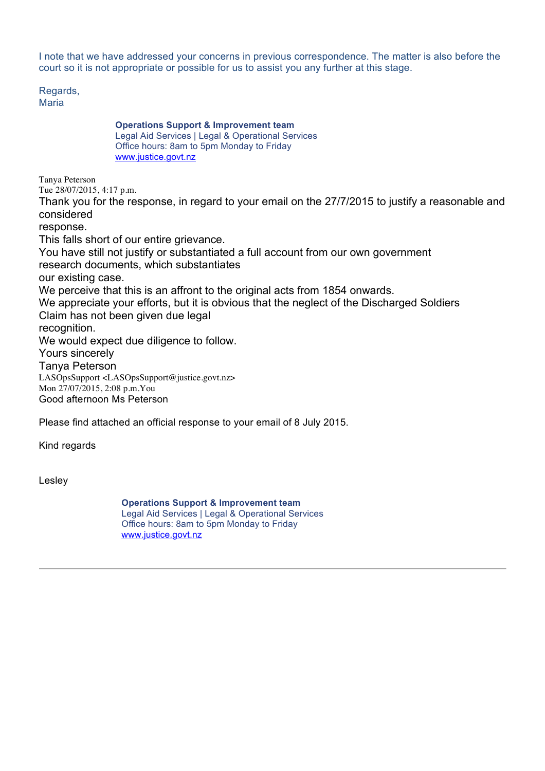I note that we have addressed your concerns in previous correspondence. The matter is also before the court so it is not appropriate or possible for us to assist you any further at this stage.

Regards,
Maria

**Operations Support & Improvement team**
Legal Aid Services | Legal & Operational Services
Office hours: 8am to 5pm Monday to Friday
www.justice.govt.nz

Tanya Peterson
Tue 28/07/2015, 4:17 p.m.

Thank you for the response, in regard to your email on the 27/7/2015 to justify a reasonable and considered
response.
This falls short of our entire grievance.
You have still not justify or substantiated a full account from our own government
research documents, which substantiates
our existing case.
We perceive that this is an affront to the original acts from 1854 onwards.
We appreciate your efforts, but it is obvious that the neglect of the Discharged Soldiers
Claim has not been given due legal
recognition.
We would expect due diligence to follow.
Yours sincerely
Tanya Peterson

LASOpsSupport <LASOpsSupport@justice.govt.nz>
Mon 27/07/2015, 2:08 p.m.You

Good afternoon Ms Peterson

Please find attached an official response to your email of 8 July 2015.

Kind regards

Lesley

**Operations Support & Improvement team**
Legal Aid Services | Legal & Operational Services
Office hours: 8am to 5pm Monday to Friday
www.justice.govt.nz

---